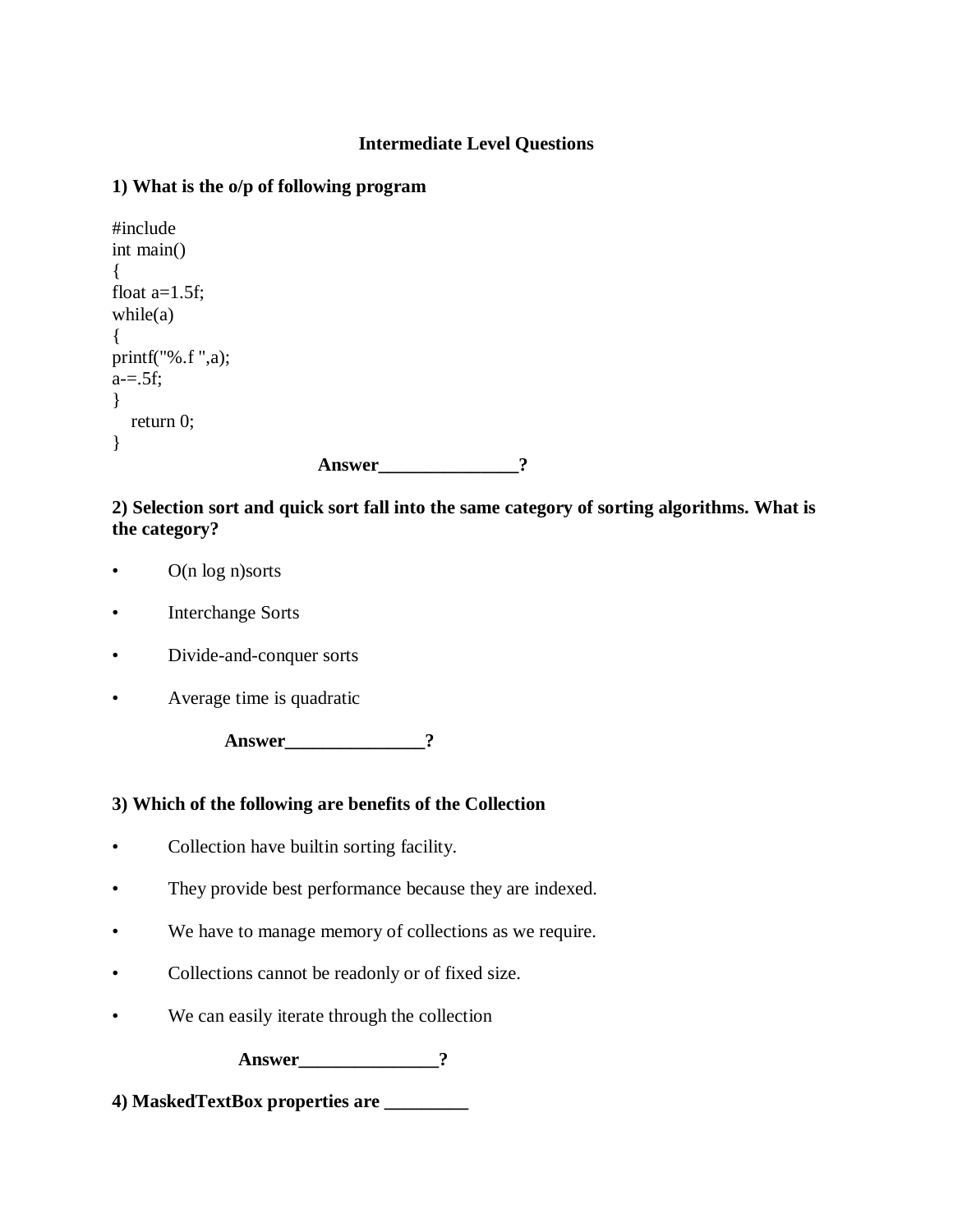## Intermediate Level Questions

**1) What is the o/p of following program**

```
#include
int main()
{
float a=1.5f;
while(a)
{
printf("%.f ",a);
a-=.5f;
}
   return 0;
}
```

**Answer_______________?**

**2) Selection sort and quick sort fall into the same category of sorting algorithms. What is the category?**

- O(n log n)sorts
- Interchange Sorts
- Divide-and-conquer sorts
- Average time is quadratic

**Answer_______________?**

**3) Which of the following are benefits of the Collection**

- Collection have builtin sorting facility.
- They provide best performance because they are indexed.
- We have to manage memory of collections as we require.
- Collections cannot be readonly or of fixed size.
- We can easily iterate through the collection

**Answer_______________?**

**4) MaskedTextBox properties are _________**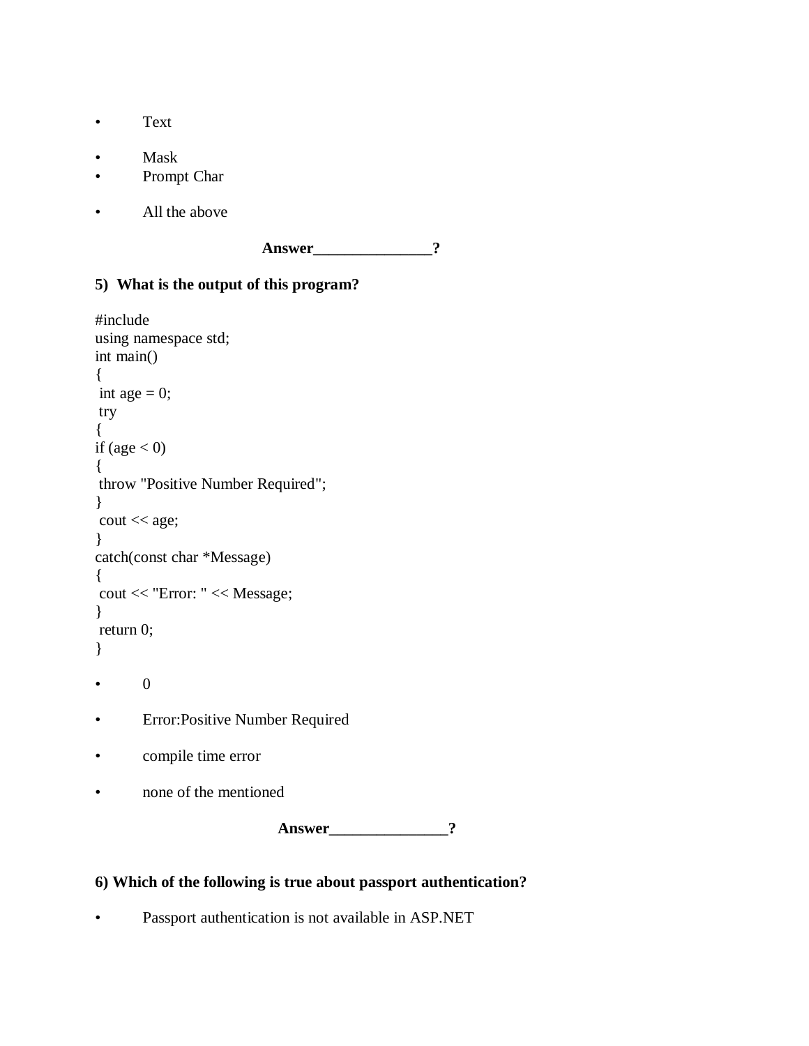- Text
- Mask
- Prompt Char
- All the above

**Answer_______________?**

**5) What is the output of this program?**

```
#include
using namespace std;
int main()
{
 int age = 0;
 try
{
if (age < 0)
{
 throw "Positive Number Required";
}
 cout << age;
}
catch(const char *Message)
{
 cout << "Error: " << Message;
}
 return 0;
}
```

- 0
- Error:Positive Number Required
- compile time error
- none of the mentioned

**Answer_______________?**

**6) Which of the following is true about passport authentication?**

- Passport authentication is not available in ASP.NET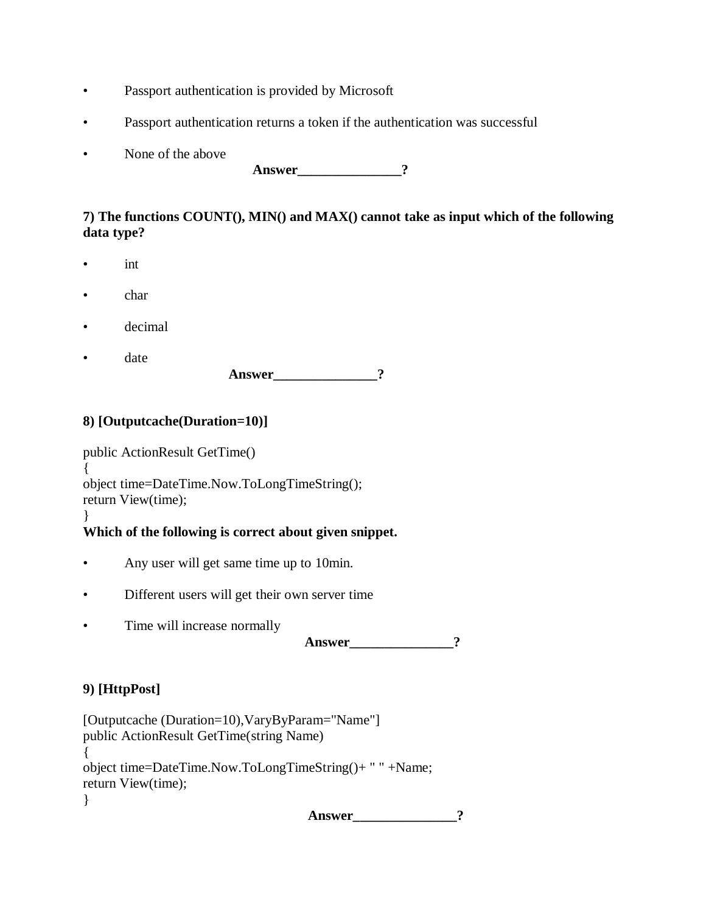- Passport authentication is provided by Microsoft
- Passport authentication returns a token if the authentication was successful
- None of the above

**Answer_______________?**

**7) The functions COUNT(), MIN() and MAX() cannot take as input which of the following data type?**

- int
- char
- decimal
- date

**Answer_______________?**

**8) [Outputcache(Duration=10)]**

```
public ActionResult GetTime()
{
object time=DateTime.Now.ToLongTimeString();
return View(time);
}
```

**Which of the following is correct about given snippet.**

- Any user will get same time up to 10min.
- Different users will get their own server time
- Time will increase normally

**Answer_______________?**

**9) [HttpPost]**

```
[Outputcache (Duration=10),VaryByParam="Name"]
public ActionResult GetTime(string Name)
{
object time=DateTime.Now.ToLongTimeString()+ " " +Name;
return View(time);
}
```

**Answer_______________?**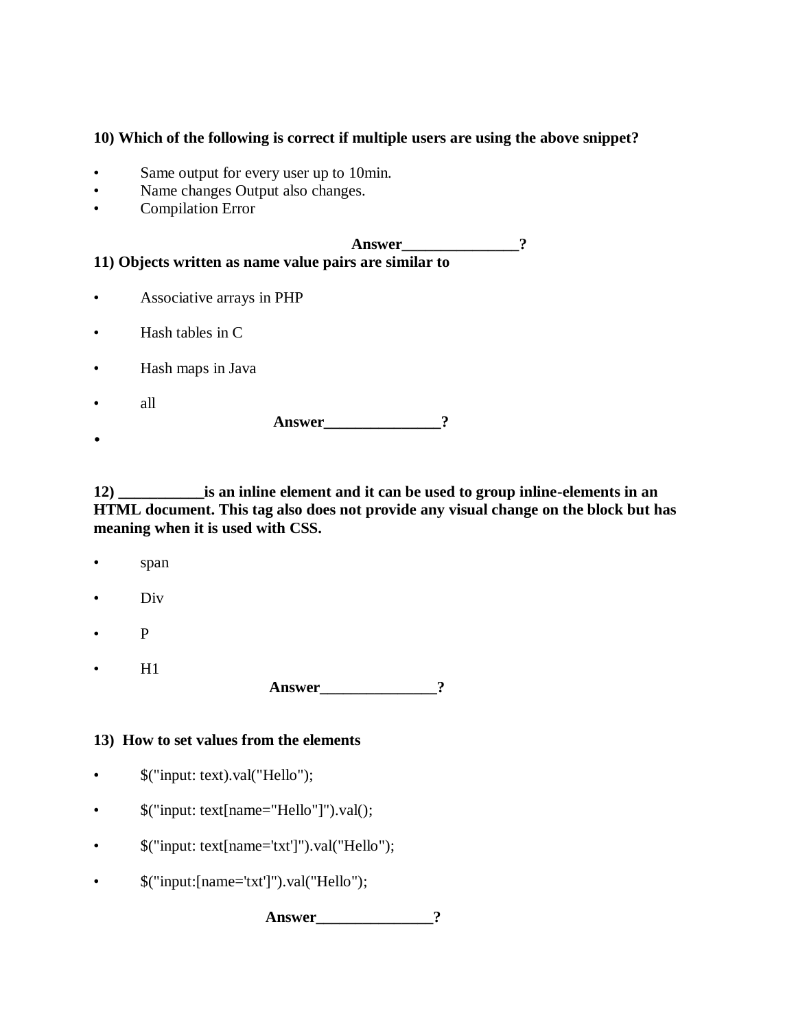**10) Which of the following is correct if multiple users are using the above snippet?**

- Same output for every user up to 10min.
- Name changes Output also changes.
- Compilation Error

**Answer_______________?**

**11) Objects written as name value pairs are similar to**

- Associative arrays in PHP
- Hash tables in C
- Hash maps in Java
- all

**Answer_______________?**

**12) ___________is an inline element and it can be used to group inline-elements in an HTML document. This tag also does not provide any visual change on the block but has meaning when it is used with CSS.**

- span
- Div
- P
- H1

**Answer_______________?**

**13) How to set values from the elements**

- $("input: text).val("Hello");
- $("input: text[name="Hello"]").val();
- $("input: text[name='txt']").val("Hello");
- $("input:[name='txt']").val("Hello");

**Answer_______________?**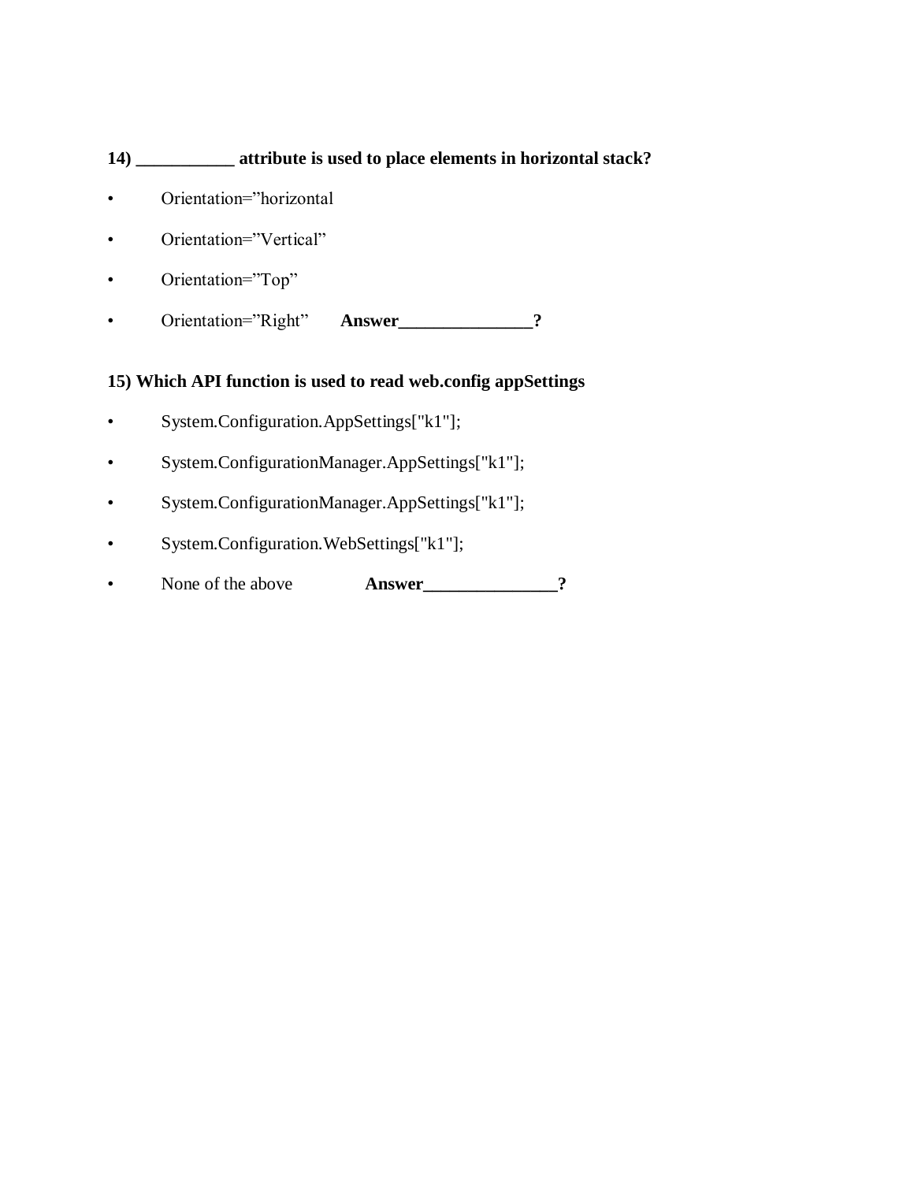**14) ___________ attribute is used to place elements in horizontal stack?**

- Orientation=”horizontal
- Orientation=”Vertical”
- Orientation=”Top”
- Orientation=”Right” **Answer_______________?**

**15) Which API function is used to read web.config appSettings**

- System.Configuration.AppSettings["k1"];
- System.ConfigurationManager.AppSettings["k1"];
- System.ConfigurationManager.AppSettings["k1"];
- System.Configuration.WebSettings["k1"];
- None of the above **Answer_______________?**